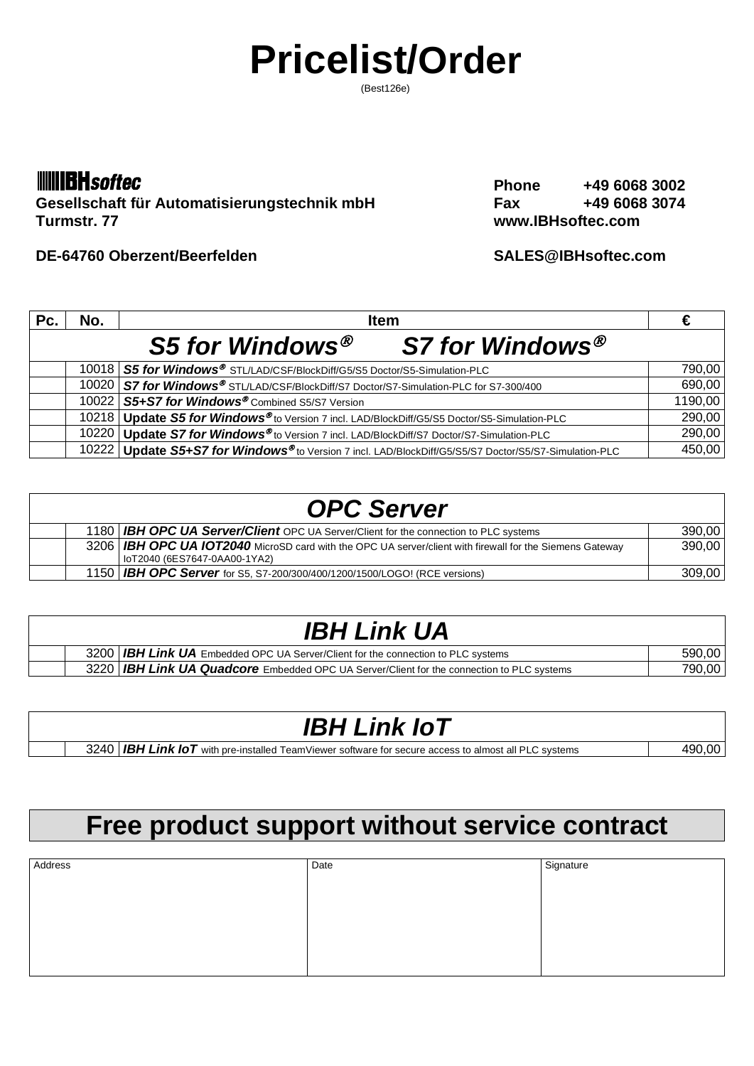# Pricelist/Order

(Best126e)

**IBHsoftec**
**Gesellschaft für Automatisierungstechnik mbH**
**Turmstr. 77**

**DE-64760 Oberzent/Beerfelden**

**Phone** **+49 6068 3002**
**Fax** **+49 6068 3074**
**www.IBHsoftec.com**

**SALES@IBHsoftec.com**

| Pc. | No. | Item | € |
|---|---|---|---|
| | | ***S5 for Windows®*** ***S7 for Windows®*** | |
| | 10018 | ***S5 for Windows®*** STL/LAD/CSF/BlockDiff/G5/S5 Doctor/S5-Simulation-PLC | 790,00 |
| | 10020 | ***S7 for Windows®*** STL/LAD/CSF/BlockDiff/S7 Doctor/S7-Simulation-PLC for S7-300/400 | 690,00 |
| | 10022 | ***S5+S7 for Windows®*** Combined S5/S7 Version | 1190,00 |
| | 10218 | **Update *S5 for Windows®*** to Version 7 incl. LAD/BlockDiff/G5/S5 Doctor/S5-Simulation-PLC | 290,00 |
| | 10220 | **Update *S7 for Windows®*** to Version 7 incl. LAD/BlockDiff/S7 Doctor/S7-Simulation-PLC | 290,00 |
| | 10222 | **Update *S5+S7 for Windows®*** to Version 7 incl. LAD/BlockDiff/G5/S5/S7 Doctor/S5/S7-Simulation-PLC | 450,00 |

| | | ***OPC Server*** | |
|---|---|---|---|
| | 1180 | ***IBH OPC UA Server/Client*** OPC UA Server/Client for the connection to PLC systems | 390,00 |
| | 3206 | ***IBH OPC UA IOT2040*** MicroSD card with the OPC UA server/client with firewall for the Siemens Gateway IoT2040 (6ES7647-0AA00-1YA2) | 390,00 |
| | 1150 | ***IBH OPC Server*** for S5, S7-200/300/400/1200/1500/LOGO! (RCE versions) | 309,00 |

| | | ***IBH Link UA*** | |
|---|---|---|---|
| | 3200 | ***IBH Link UA*** Embedded OPC UA Server/Client for the connection to PLC systems | 590,00 |
| | 3220 | ***IBH Link UA Quadcore*** Embedded OPC UA Server/Client for the connection to PLC systems | 790,00 |

| | | ***IBH Link IoT*** | |
|---|---|---|---|
| | 3240 | ***IBH Link IoT*** with pre-installed TeamViewer software for secure access to almost all PLC systems | 490,00 |

## Free product support without service contract

| Address | Date | Signature |
|---|---|---|
| | | |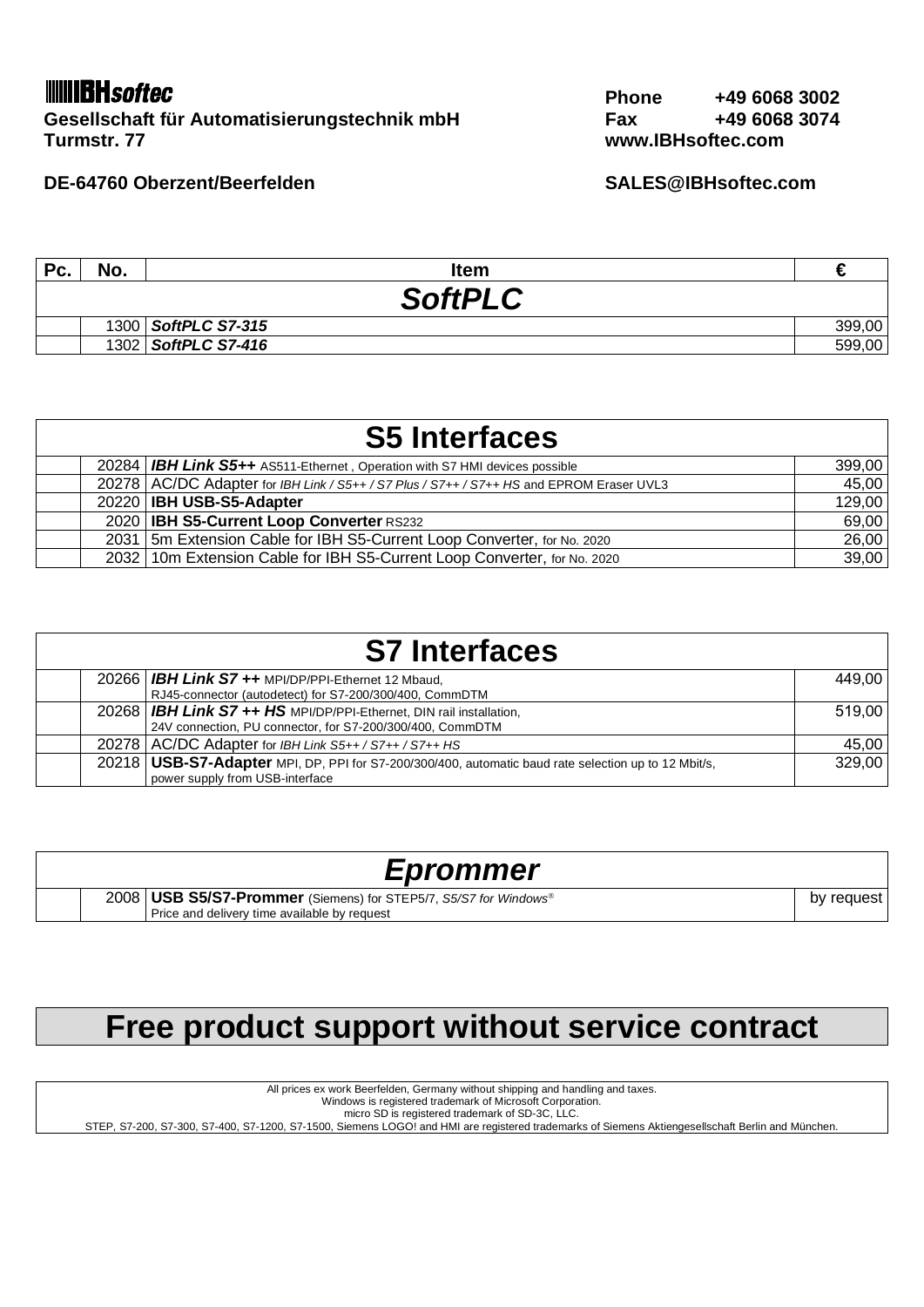**IBHsoftec**
**Gesellschaft für Automatisierungstechnik mbH**
**Turmstr. 77**

**DE-64760 Oberzent/Beerfelden**

**Phone** **+49 6068 3002**
**Fax** **+49 6068 3074**
**www.IBHsoftec.com**

**SALES@IBHsoftec.com**

| Pc. | No. | Item | € |
|---|---|---|---|
| | | ***SoftPLC*** | |
| | 1300 | ***SoftPLC S7-315*** | 399,00 |
| | 1302 | ***SoftPLC S7-416*** | 599,00 |

| | | | |
|---|---|---|---|
| | | **S5 Interfaces** | |
| | 20284 | ***IBH Link S5++*** AS511-Ethernet , Operation with S7 HMI devices possible | 399,00 |
| | 20278 | AC/DC Adapter for *IBH Link / S5++ / S7 Plus / S7++ / S7++ HS* and EPROM Eraser UVL3 | 45,00 |
| | 20220 | **IBH USB-S5-Adapter** | 129,00 |
| | 2020 | **IBH S5-Current Loop Converter** RS232 | 69,00 |
| | 2031 | 5m Extension Cable for IBH S5-Current Loop Converter, for No. 2020 | 26,00 |
| | 2032 | 10m Extension Cable for IBH S5-Current Loop Converter, for No. 2020 | 39,00 |

| | | | |
|---|---|---|---|
| | | **S7 Interfaces** | |
| | 20266 | ***IBH Link S7 ++*** MPI/DP/PPI-Ethernet 12 Mbaud, RJ45-connector (autodetect) for S7-200/300/400, CommDTM | 449,00 |
| | 20268 | ***IBH Link S7 ++ HS*** MPI/DP/PPI-Ethernet, DIN rail installation, 24V connection, PU connector, for S7-200/300/400, CommDTM | 519,00 |
| | 20278 | AC/DC Adapter for *IBH Link S5++ / S7++ / S7++ HS* | 45,00 |
| | 20218 | **USB-S7-Adapter** MPI, DP, PPI for S7-200/300/400, automatic baud rate selection up to 12 Mbit/s, power supply from USB-interface | 329,00 |

| | | | |
|---|---|---|---|
| | | ***Eprommer*** | |
| | 2008 | **USB S5/S7-Prommer** (Siemens) for STEP5/7, *S5/S7 for Windows®* Price and delivery time available by request | by request |

## Free product support without service contract

All prices ex work Beerfelden, Germany without shipping and handling and taxes.
Windows is registered trademark of Microsoft Corporation.
micro SD is registered trademark of SD-3C, LLC.
STEP, S7-200, S7-300, S7-400, S7-1200, S7-1500, Siemens LOGO! and HMI are registered trademarks of Siemens Aktiengesellschaft Berlin and München.